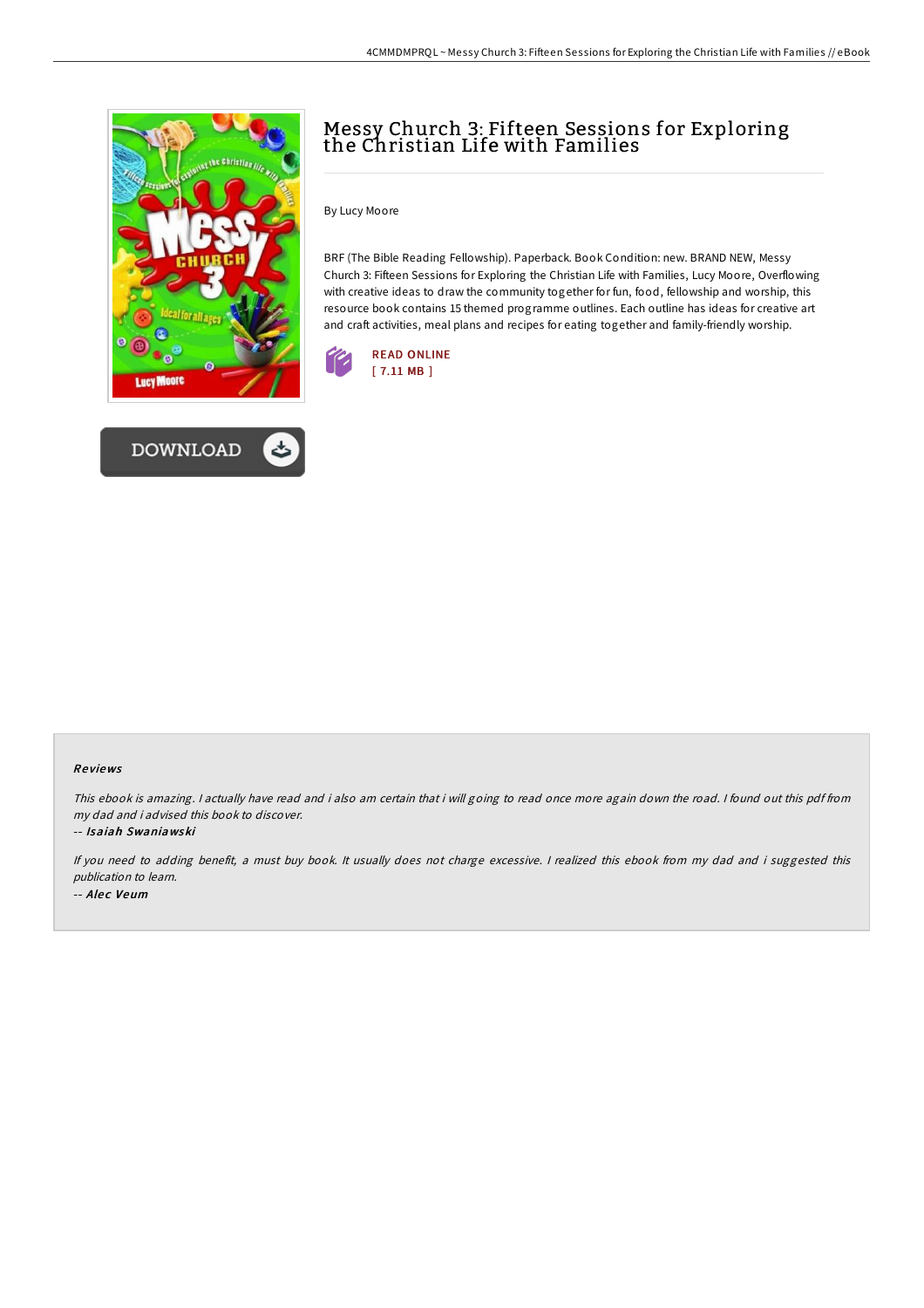# Messy Church 3: Fifteen Sessions for Exploring the Christian Life with Families

By Lucy Moore

BRF (The Bible Reading Fellowship). Paperback. Book Condition: new. BRAND NEW, Messy Church 3: Fifteen Sessions for Exploring the Christian Life with Families, Lucy Moore, Overflowing with creative ideas to draw the community together for fun, food, fellowship and worship, this resource book contains 15 themed programme outlines. Each outline has ideas for creative art and craft activities, meal plans and recipes for eating together and family-friendly worship.

READ ONLINE
[ 7.11 MB ]

DOWNLOAD

## Reviews

*This ebook is amazing. I actually have read and i also am certain that i will going to read once more again down the road. I found out this pdf from my dad and i advised this book to discover.*

*-- Isaiah Swaniawski*

*If you need to adding benefit, a must buy book. It usually does not charge excessive. I realized this ebook from my dad and i suggested this publication to learn.*

*-- Alec Veum*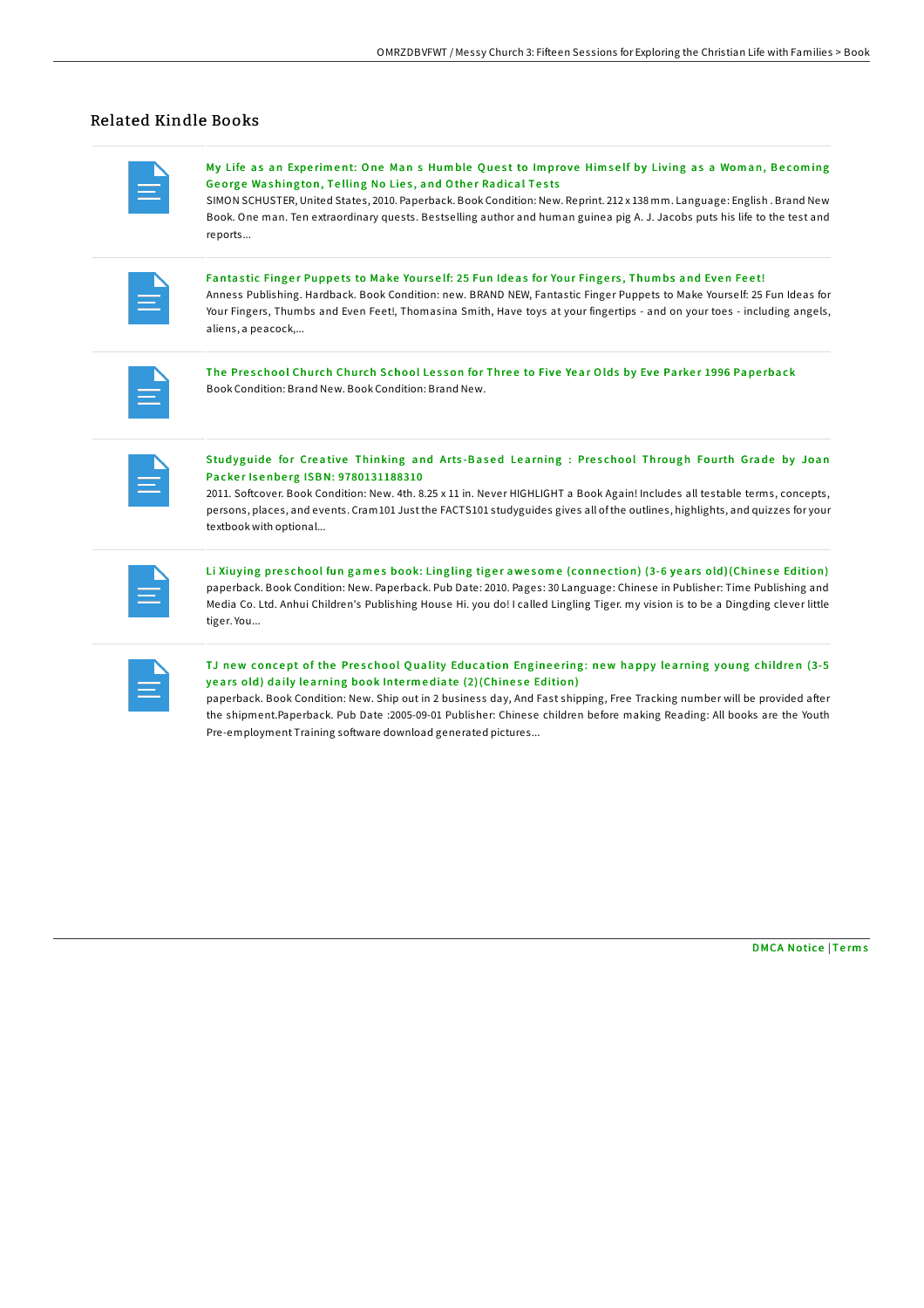## Related Kindle Books

**My Life as an Experiment: One Man s Humble Quest to Improve Himself by Living as a Woman, Becoming George Washington, Telling No Lies, and Other Radical Tests**

SIMON SCHUSTER, United States, 2010. Paperback. Book Condition: New. Reprint. 212 x 138 mm. Language: English . Brand New Book. One man. Ten extraordinary quests. Bestselling author and human guinea pig A. J. Jacobs puts his life to the test and reports...

**Fantastic Finger Puppets to Make Yourself: 25 Fun Ideas for Your Fingers, Thumbs and Even Feet!**

Anness Publishing. Hardback. Book Condition: new. BRAND NEW, Fantastic Finger Puppets to Make Yourself: 25 Fun Ideas for Your Fingers, Thumbs and Even Feet!, Thomasina Smith, Have toys at your fingertips - and on your toes - including angels, aliens, a peacock,...

**The Preschool Church Church School Lesson for Three to Five Year Olds by Eve Parker 1996 Paperback**

Book Condition: Brand New. Book Condition: Brand New.

**Studyguide for Creative Thinking and Arts-Based Learning : Preschool Through Fourth Grade by Joan Packer Isenberg ISBN: 9780131188310**

2011. Softcover. Book Condition: New. 4th. 8.25 x 11 in. Never HIGHLIGHT a Book Again! Includes all testable terms, concepts, persons, places, and events. Cram101 Just the FACTS101 studyguides gives all of the outlines, highlights, and quizzes for your textbook with optional...

**Li Xiuying preschool fun games book: Lingling tiger awesome (connection) (3-6 years old)(Chinese Edition)**

paperback. Book Condition: New. Paperback. Pub Date: 2010. Pages: 30 Language: Chinese in Publisher: Time Publishing and Media Co. Ltd. Anhui Children's Publishing House Hi. you do! I called Lingling Tiger. my vision is to be a Dingding clever little tiger. You...

**TJ new concept of the Preschool Quality Education Engineering: new happy learning young children (3-5 years old) daily learning book Intermediate (2)(Chinese Edition)**

paperback. Book Condition: New. Ship out in 2 business day, And Fast shipping, Free Tracking number will be provided after the shipment.Paperback. Pub Date :2005-09-01 Publisher: Chinese children before making Reading: All books are the Youth Pre-employment Training software download generated pictures...